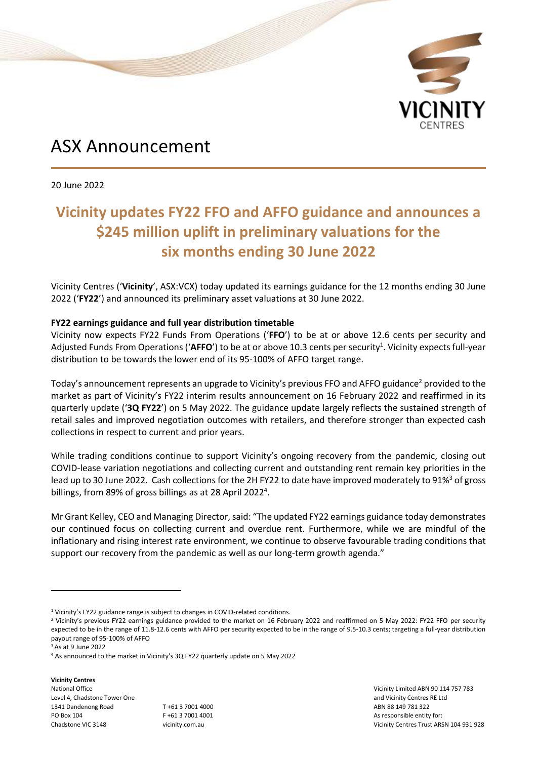# ASX Announcement

20 June 2022

## Vicinity updates FY22 FFO and AFFO guidance and announces a $245 million uplift in preliminary valuations for the six months ending 30 June 2022

Vicinity Centres ('**Vicinity**', ASX:VCX) today updated its earnings guidance for the 12 months ending 30 June 2022 ('**FY22**') and announced its preliminary asset valuations at 30 June 2022.

**FY22 earnings guidance and full year distribution timetable**

Vicinity now expects FY22 Funds From Operations ('**FFO**') to be at or above 12.6 cents per security and Adjusted Funds From Operations ('**AFFO**') to be at or above 10.3 cents per security[1]. Vicinity expects full-year distribution to be towards the lower end of its 95-100% of AFFO target range.

Today's announcement represents an upgrade to Vicinity's previous FFO and AFFO guidance[2] provided to the market as part of Vicinity's FY22 interim results announcement on 16 February 2022 and reaffirmed in its quarterly update ('**3Q FY22**') on 5 May 2022. The guidance update largely reflects the sustained strength of retail sales and improved negotiation outcomes with retailers, and therefore stronger than expected cash collections in respect to current and prior years.

While trading conditions continue to support Vicinity's ongoing recovery from the pandemic, closing out COVID-lease variation negotiations and collecting current and outstanding rent remain key priorities in the lead up to 30 June 2022. Cash collections for the 2H FY22 to date have improved moderately to 91%[3] of gross billings, from 89% of gross billings as at 28 April 2022[4].

Mr Grant Kelley, CEO and Managing Director, said: "The updated FY22 earnings guidance today demonstrates our continued focus on collecting current and overdue rent. Furthermore, while we are mindful of the inflationary and rising interest rate environment, we continue to observe favourable trading conditions that support our recovery from the pandemic as well as our long-term growth agenda."

---

[1] Vicinity's FY22 guidance range is subject to changes in COVID-related conditions.

[2] Vicinity's previous FY22 earnings guidance provided to the market on 16 February 2022 and reaffirmed on 5 May 2022: FY22 FFO per security expected to be in the range of 11.8-12.6 cents with AFFO per security expected to be in the range of 9.5-10.3 cents; targeting a full-year distribution payout range of 95-100% of AFFO

[3] As at 9 June 2022

[4] As announced to the market in Vicinity's 3Q FY22 quarterly update on 5 May 2022

**Vicinity Centres**
National Office
Level 4, Chadstone Tower One
1341 Dandenong Road
PO Box 104
Chadstone VIC 3148

T +61 3 7001 4000
F +61 3 7001 4001
vicinity.com.au

Vicinity Limited ABN 90 114 757 783
and Vicinity Centres RE Ltd
ABN 88 149 781 322
As responsible entity for:
Vicinity Centres Trust ARSN 104 931 928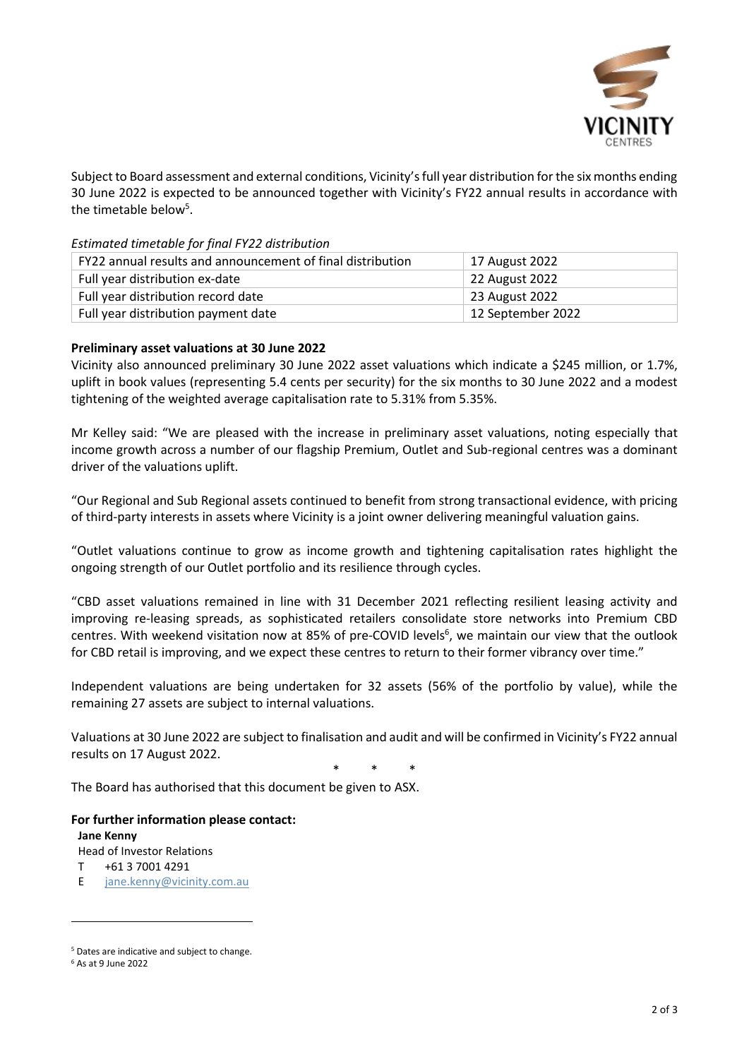Subject to Board assessment and external conditions, Vicinity's full year distribution for the six months ending 30 June 2022 is expected to be announced together with Vicinity's FY22 annual results in accordance with the timetable below[5].

*Estimated timetable for final FY22 distribution*

| | |
|---|---|
| FY22 annual results and announcement of final distribution | 17 August 2022 |
| Full year distribution ex-date | 22 August 2022 |
| Full year distribution record date | 23 August 2022 |
| Full year distribution payment date | 12 September 2022 |

**Preliminary asset valuations at 30 June 2022**

Vicinity also announced preliminary 30 June 2022 asset valuations which indicate a $245 million, or 1.7%, uplift in book values (representing 5.4 cents per security) for the six months to 30 June 2022 and a modest tightening of the weighted average capitalisation rate to 5.31% from 5.35%.

Mr Kelley said: "We are pleased with the increase in preliminary asset valuations, noting especially that income growth across a number of our flagship Premium, Outlet and Sub-regional centres was a dominant driver of the valuations uplift.

"Our Regional and Sub Regional assets continued to benefit from strong transactional evidence, with pricing of third-party interests in assets where Vicinity is a joint owner delivering meaningful valuation gains.

"Outlet valuations continue to grow as income growth and tightening capitalisation rates highlight the ongoing strength of our Outlet portfolio and its resilience through cycles.

"CBD asset valuations remained in line with 31 December 2021 reflecting resilient leasing activity and improving re-leasing spreads, as sophisticated retailers consolidate store networks into Premium CBD centres. With weekend visitation now at 85% of pre-COVID levels[6], we maintain our view that the outlook for CBD retail is improving, and we expect these centres to return to their former vibrancy over time."

Independent valuations are being undertaken for 32 assets (56% of the portfolio by value), while the remaining 27 assets are subject to internal valuations.

Valuations at 30 June 2022 are subject to finalisation and audit and will be confirmed in Vicinity's FY22 annual results on 17 August 2022.

\* \* \*

The Board has authorised that this document be given to ASX.

**For further information please contact:**

**Jane Kenny**
Head of Investor Relations
T +61 3 7001 4291
E jane.kenny@vicinity.com.au

---

[5] Dates are indicative and subject to change.
[6] As at 9 June 2022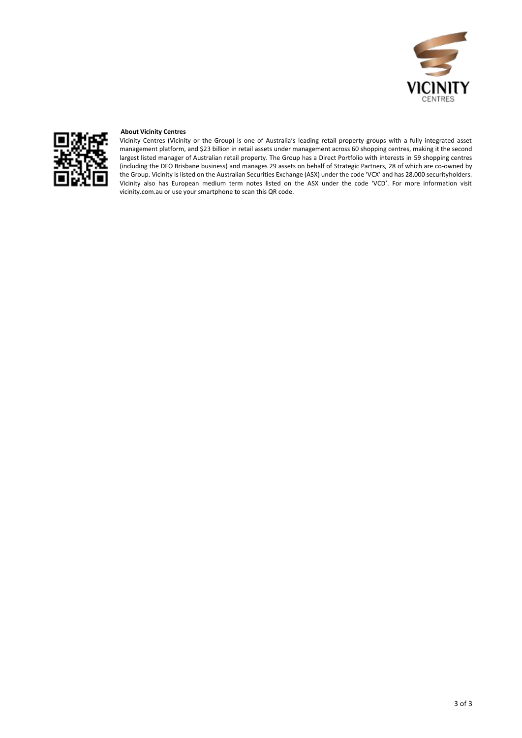**About Vicinity Centres**

Vicinity Centres (Vicinity or the Group) is one of Australia's leading retail property groups with a fully integrated asset management platform, and $23 billion in retail assets under management across 60 shopping centres, making it the second largest listed manager of Australian retail property. The Group has a Direct Portfolio with interests in 59 shopping centres (including the DFO Brisbane business) and manages 29 assets on behalf of Strategic Partners, 28 of which are co-owned by the Group. Vicinity is listed on the Australian Securities Exchange (ASX) under the code 'VCX' and has 28,000 securityholders. Vicinity also has European medium term notes listed on the ASX under the code 'VCD'. For more information visit vicinity.com.au or use your smartphone to scan this QR code.